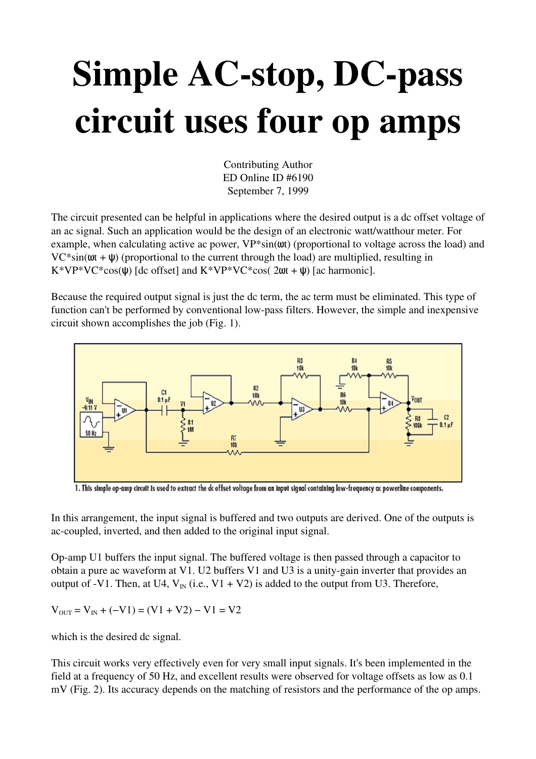# Simple AC-stop, DC-pass circuit uses four op amps

Contributing Author
ED Online ID #6190
September 7, 1999

The circuit presented can be helpful in applications where the desired output is a dc offset voltage of an ac signal. Such an application would be the design of an electronic watt/watthour meter. For example, when calculating active ac power, VP*sin(ωt) (proportional to voltage across the load) and VC*sin(ωt + ψ) (proportional to the current through the load) are multiplied, resulting in K*VP*VC*cos(ψ) [dc offset] and K*VP*VC*cos( 2ωt + ψ) [ac harmonic].

Because the required output signal is just the dc term, the ac term must be eliminated. This type of function can't be performed by conventional low-pass filters. However, the simple and inexpensive circuit shown accomplishes the job (Fig. 1).

1. This simple op-amp circuit is used to extract the dc offset voltage from an input signal containing low-frequency ac powerline components.

In this arrangement, the input signal is buffered and two outputs are derived. One of the outputs is ac-coupled, inverted, and then added to the original input signal.

Op-amp U1 buffers the input signal. The buffered voltage is then passed through a capacitor to obtain a pure ac waveform at V1. U2 buffers V1 and U3 is a unity-gain inverter that provides an output of -V1. Then, at U4, $V_{IN}$ (i.e., V1 + V2) is added to the output from U3. Therefore,

$$V_{OUT} = V_{IN} + (-V1) = (V1 + V2) - V1 = V2$$

which is the desired dc signal.

This circuit works very effectively even for very small input signals. It's been implemented in the field at a frequency of 50 Hz, and excellent results were observed for voltage offsets as low as 0.1 mV (Fig. 2). Its accuracy depends on the matching of resistors and the performance of the op amps.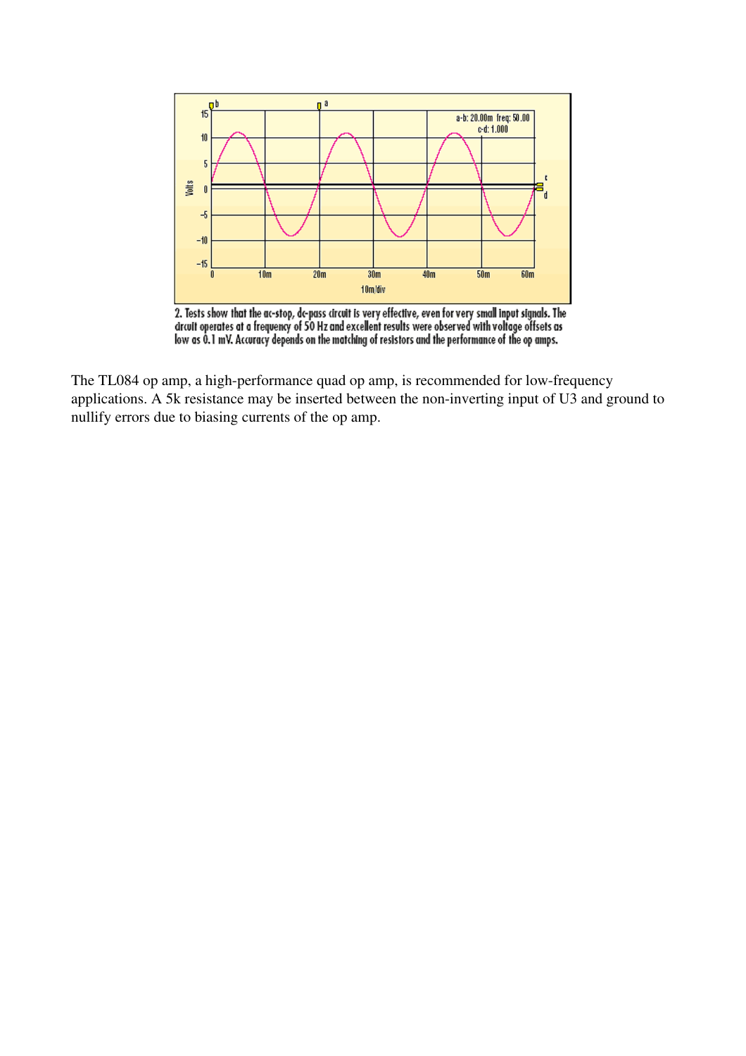a-b: 20.00m freq: 50.00
c-d: 1.000

15
10
5
0
-5
-10
-15

Volts

0
10m
20m
30m
40m
50m
60m

10m/div

2. Tests show that the ac-stop, dc-pass circuit is very effective, even for very small input signals. The circuit operates at a frequency of 50 Hz and excellent results were observed with voltage offsets as low as 0.1 mV. Accuracy depends on the matching of resistors and the performance of the op amps.

The TL084 op amp, a high-performance quad op amp, is recommended for low-frequency applications. A 5k resistance may be inserted between the non-inverting input of U3 and ground to nullify errors due to biasing currents of the op amp.